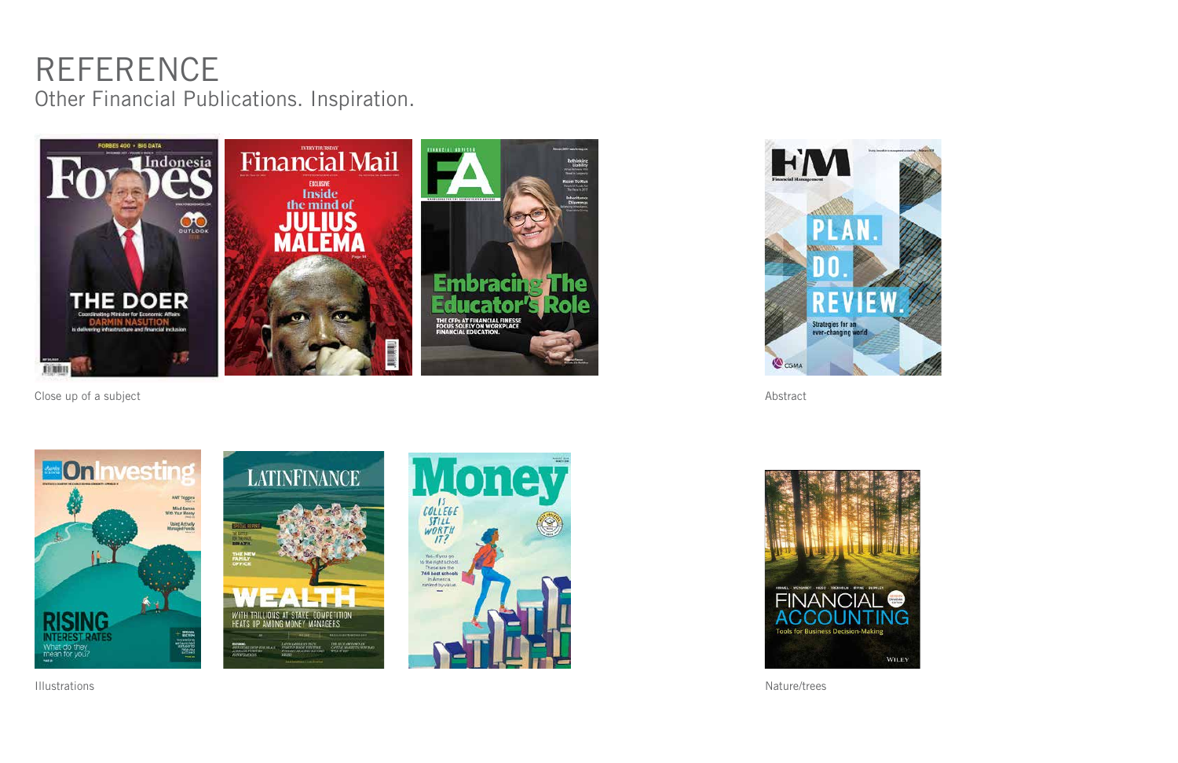# REFERENCE

Other Financial Publications. Inspiration.

Close up of a subject

Abstract

Illustrations

Nature/trees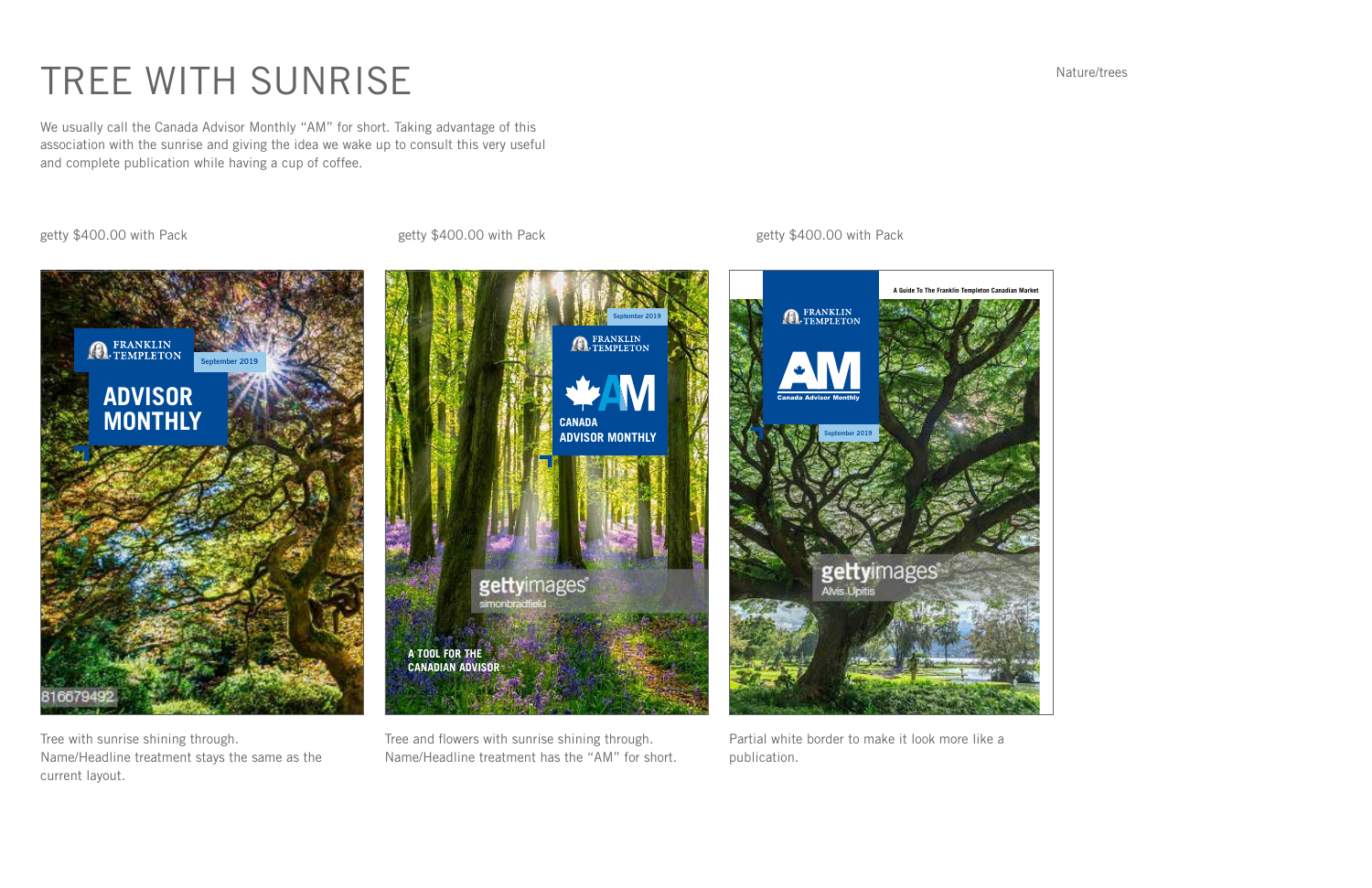# TREE WITH SUNRISE

Nature/trees

We usually call the Canada Advisor Monthly "AM" for short. Taking advantage of this association with the sunrise and giving the idea we wake up to consult this very useful and complete publication while having a cup of coffee.

getty $400.00 with Pack

Tree with sunrise shining through.
Name/Headline treatment stays the same as the current layout.

getty $400.00 with Pack

Tree and flowers with sunrise shining through.
Name/Headline treatment has the "AM" for short.

getty $400.00 with Pack

Partial white border to make it look more like a publication.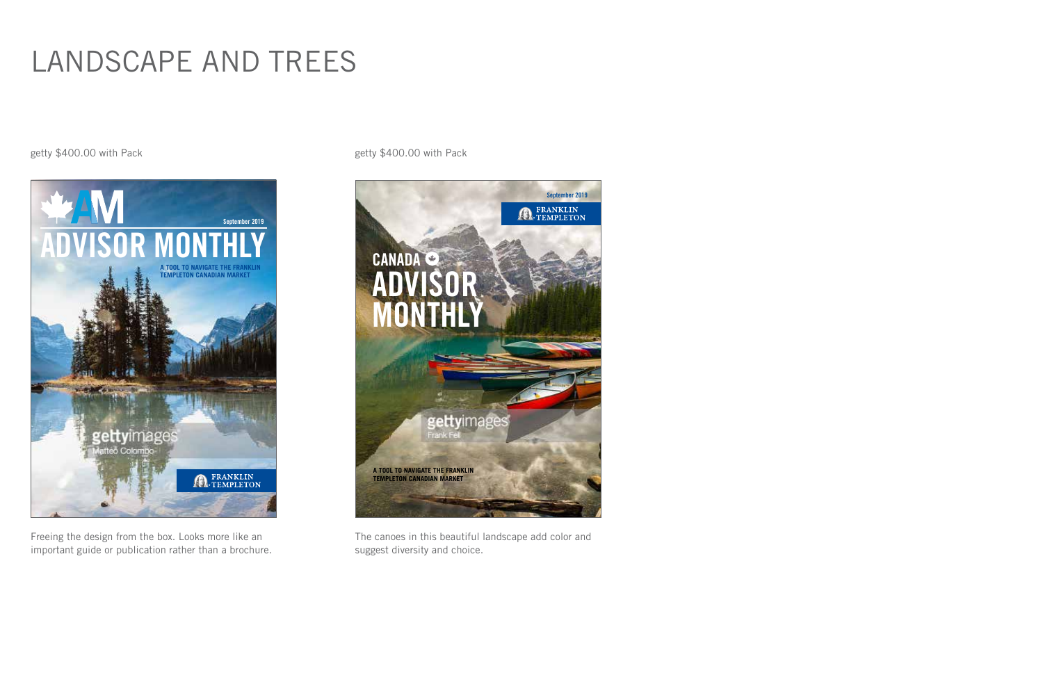# LANDSCAPE AND TREES

getty $400.00 with Pack

Freeing the design from the box. Looks more like an important guide or publication rather than a brochure.

getty $400.00 with Pack

The canoes in this beautiful landscape add color and suggest diversity and choice.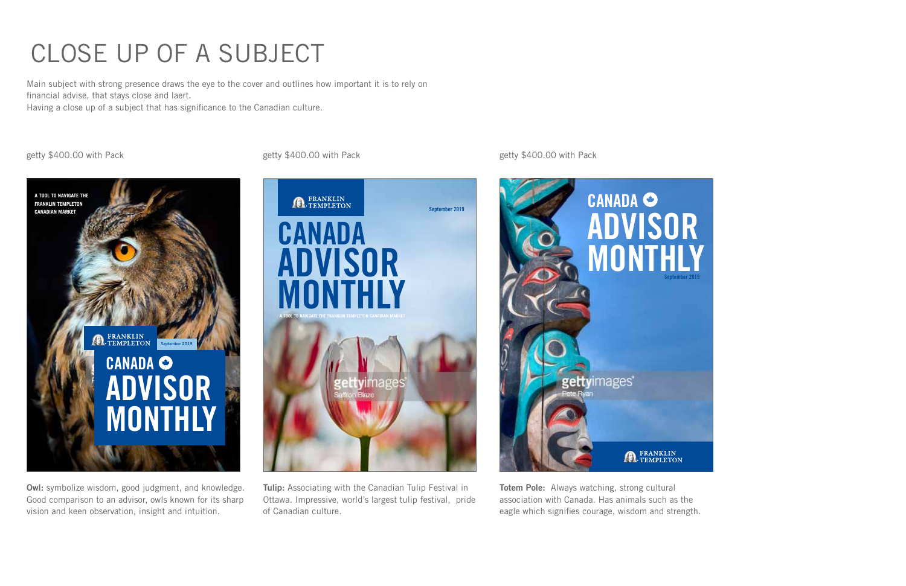# CLOSE UP OF A SUBJECT

Main subject with strong presence draws the eye to the cover and outlines how important it is to rely on financial advise, that stays close and laert.
Having a close up of a subject that has significance to the Canadian culture.

getty $400.00 with Pack

**Owl:** symbolize wisdom, good judgment, and knowledge. Good comparison to an advisor, owls known for its sharp vision and keen observation, insight and intuition.

getty $400.00 with Pack

**Tulip:** Associating with the Canadian Tulip Festival in Ottawa. Impressive, world's largest tulip festival, pride of Canadian culture.

getty $400.00 with Pack

**Totem Pole:** Always watching, strong cultural association with Canada. Has animals such as the eagle which signifies courage, wisdom and strength.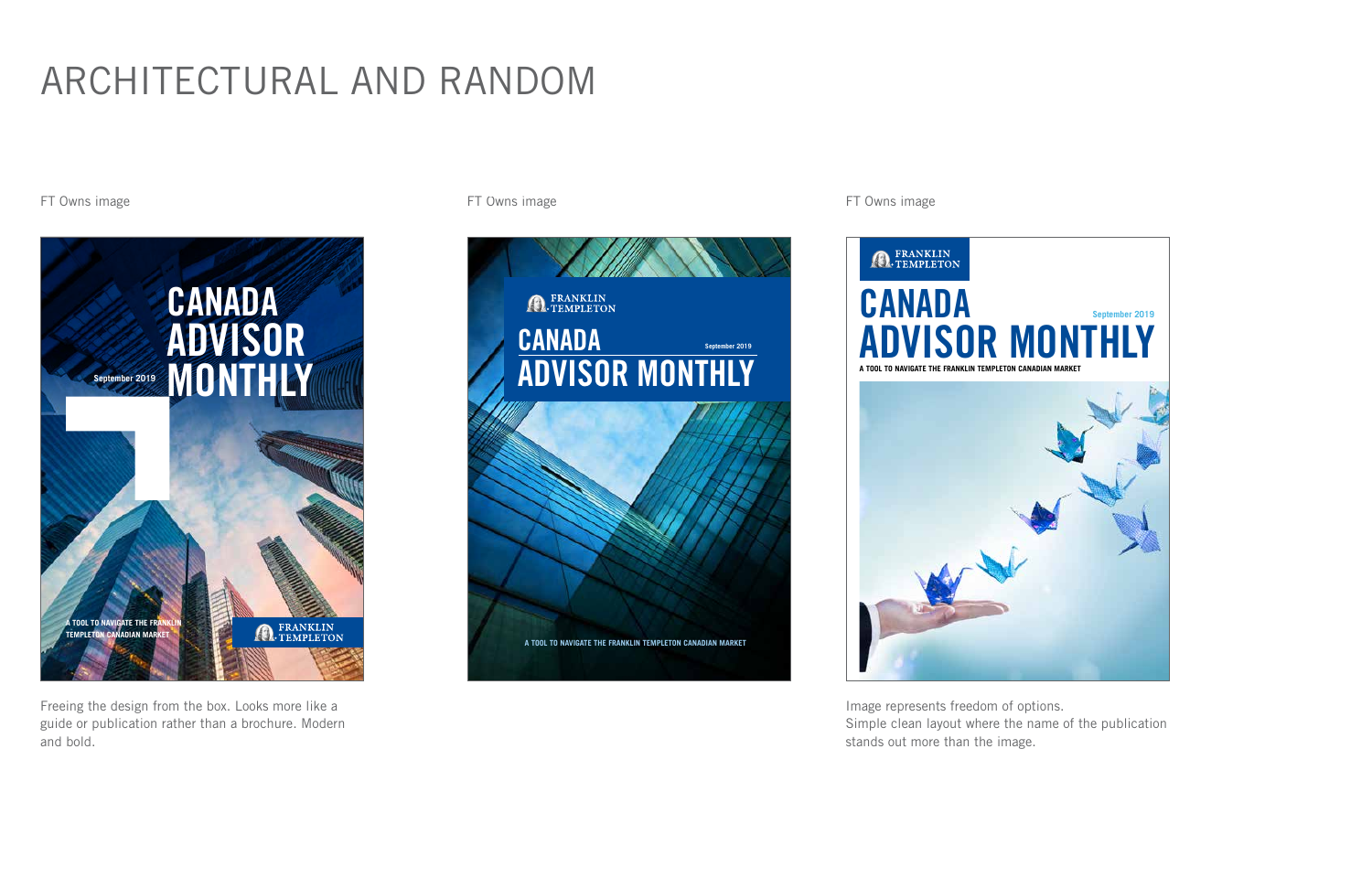# ARCHITECTURAL AND RANDOM

FT Owns image

CANADA ADVISOR MONTHLY

September 2019

A TOOL TO NAVIGATE THE FRANKLIN TEMPLETON CANADIAN MARKET

FRANKLIN TEMPLETON

Freeing the design from the box. Looks more like a guide or publication rather than a brochure. Modern and bold.

FT Owns image

FRANKLIN TEMPLETON

CANADA

September 2019

ADVISOR MONTHLY

A TOOL TO NAVIGATE THE FRANKLIN TEMPLETON CANADIAN MARKET

FT Owns image

FRANKLIN TEMPLETON

CANADA

September 2019

ADVISOR MONTHLY

A TOOL TO NAVIGATE THE FRANKLIN TEMPLETON CANADIAN MARKET

Image represents freedom of options.
Simple clean layout where the name of the publication stands out more than the image.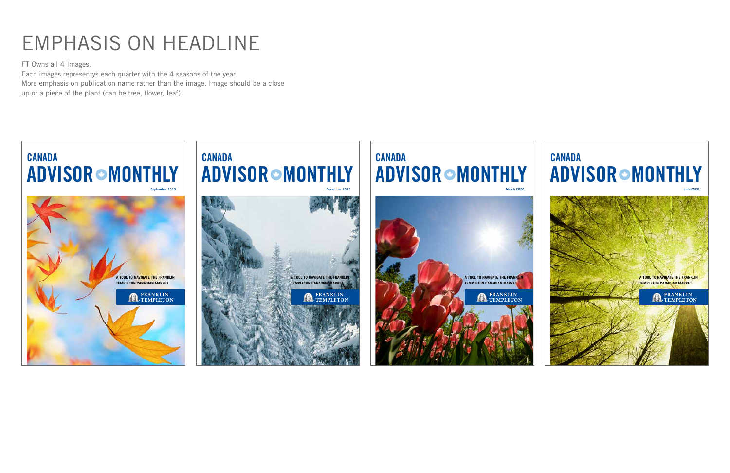# EMPHASIS ON HEADLINE

FT Owns all 4 Images.
Each images representys each quarter with the 4 seasons of the year.
More emphasis on publication name rather than the image. Image should be a close up or a piece of the plant (can be tree, flower, leaf).

CANADA
ADVISOR MONTHLY
September 2019

A TOOL TO NAVIGATE THE FRANKLIN TEMPLETON CANADIAN MARKET

FRANKLIN TEMPLETON

CANADA
ADVISOR MONTHLY
December 2019

A TOOL TO NAVIGATE THE FRANKLIN TEMPLETON CANADIAN MARKET

FRANKLIN TEMPLETON

CANADA
ADVISOR MONTHLY
March 2020

A TOOL TO NAVIGATE THE FRANKLIN TEMPLETON CANADIAN MARKET

FRANKLIN TEMPLETON

CANADA
ADVISOR MONTHLY
June2020

A TOOL TO NAVIGATE THE FRANKLIN TEMPLETON CANADIAN MARKET

FRANKLIN TEMPLETON